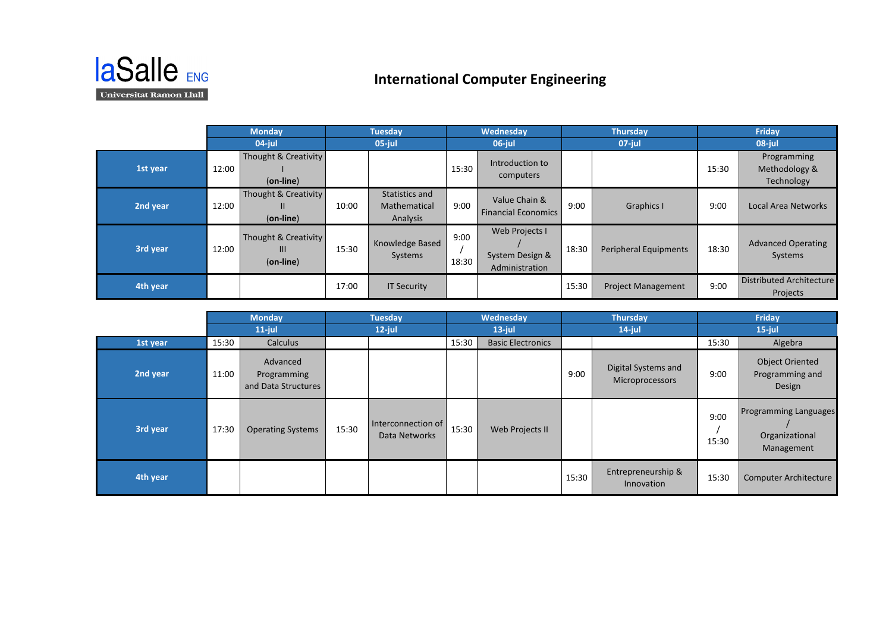laSalle ENG

Universitat Ramon Llull

# International Computer Engineering

| | Monday | | Tuesday | | Wednesday | | Thursday | | Friday | |
|---|---|---|---|---|---|---|---|---|---|---|
| | 04-jul | | 05-jul | | 06-jul | | 07-jul | | 08-jul | |
| 1st year | 12:00 | Thought & Creativity I (on-line) | | | 15:30 | Introduction to computers | | | 15:30 | Programming Methodology & Technology |
| 2nd year | 12:00 | Thought & Creativity II (on-line) | 10:00 | Statistics and Mathematical Analysis | 9:00 | Value Chain & Financial Economics | 9:00 | Graphics I | 9:00 | Local Area Networks |
| 3rd year | 12:00 | Thought & Creativity III (on-line) | 15:30 | Knowledge Based Systems | 9:00 / 18:30 | Web Projects I / System Design & Administration | 18:30 | Peripheral Equipments | 18:30 | Advanced Operating Systems |
| 4th year | | | 17:00 | IT Security | | | 15:30 | Project Management | 9:00 | Distributed Architecture Projects |

| | Monday | | Tuesday | | Wednesday | | Thursday | | Friday | |
|---|---|---|---|---|---|---|---|---|---|---|
| | 11-jul | | 12-jul | | 13-jul | | 14-jul | | 15-jul | |
| 1st year | 15:30 | Calculus | | | 15:30 | Basic Electronics | | | 15:30 | Algebra |
| 2nd year | 11:00 | Advanced Programming and Data Structures | | | | | 9:00 | Digital Systems and Microprocessors | 9:00 | Object Oriented Programming and Design |
| 3rd year | 17:30 | Operating Systems | 15:30 | Interconnection of Data Networks | 15:30 | Web Projects II | | | 9:00 / 15:30 | Programming Languages / Organizational Management |
| 4th year | | | | | | | 15:30 | Entrepreneurship & Innovation | 15:30 | Computer Architecture |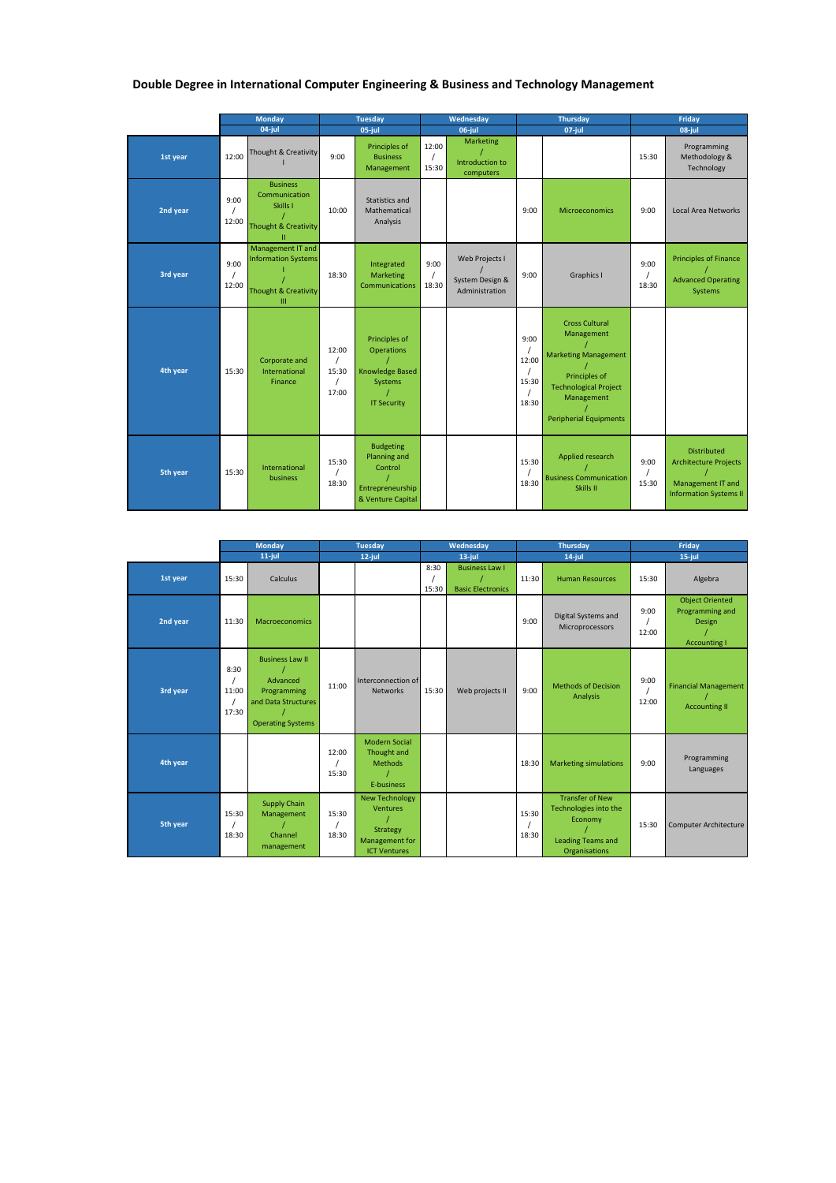# Double Degree in International Computer Engineering & Business and Technology Management

| | Monday | | Tuesday | | Wednesday | | Thursday | | Friday | |
|---|---|---|---|---|---|---|---|---|---|---|
| | 04-jul | | 05-jul | | 06-jul | | 07-jul | | 08-jul | |
| 1st year | 12:00 | Thought & Creativity I | 9:00 | Principles of Business Management | 12:00 / 15:30 | Marketing / Introduction to computers | | | 15:30 | Programming Methodology & Technology |
| 2nd year | 9:00 / 12:00 | Business Communication Skills I / Thought & Creativity II | 10:00 | Statistics and Mathematical Analysis | | | 9:00 | Microeconomics | 9:00 | Local Area Networks |
| 3rd year | 9:00 / 12:00 | Management IT and Information Systems I / Thought & Creativity III | 18:30 | Integrated Marketing Communications | 9:00 / 18:30 | Web Projects I / System Design & Administration | 9:00 | Graphics I | 9:00 / 18:30 | Principles of Finance / Advanced Operating Systems |
| 4th year | 15:30 | Corporate and International Finance | 12:00 / 15:30 / 17:00 | Principles of Operations / Knowledge Based Systems / IT Security | | | 9:00 / 12:00 / 15:30 / 18:30 | Cross Cultural Management / Marketing Management / Principles of Technological Project Management / Peripherial Equipments | | |
| 5th year | 15:30 | International business | 15:30 / 18:30 | Budgeting Planning and Control / Entrepreneurship & Venture Capital | | | 15:30 / 18:30 | Applied research / Business Communication Skills II | 9:00 / 15:30 | Distributed Architecture Projects / Management IT and Information Systems II |

| | Monday | | Tuesday | | Wednesday | | Thursday | | Friday | |
|---|---|---|---|---|---|---|---|---|---|---|
| | 11-jul | | 12-jul | | 13-jul | | 14-jul | | 15-jul | |
| 1st year | 15:30 | Calculus | | | 8:30 / 15:30 | Business Law I / Basic Electronics | 11:30 | Human Resources | 15:30 | Algebra |
| 2nd year | 11:30 | Macroeconomics | | | | | 9:00 | Digital Systems and Microprocessors | 9:00 / 12:00 | Object Oriented Programming and Design / Accounting I |
| 3rd year | 8:30 / 11:00 / 17:30 | Business Law II / Advanced Programming and Data Structures / Operating Systems | 11:00 | Interconnection of Networks | 15:30 | Web projects II | 9:00 | Methods of Decision Analysis | 9:00 / 12:00 | Financial Management / Accounting II |
| 4th year | | | 12:00 / 15:30 | Modern Social Thought and Methods / E-business | | | 18:30 | Marketing simulations | 9:00 | Programming Languages |
| 5th year | 15:30 / 18:30 | Supply Chain Management / Channel management | 15:30 / 18:30 | New Technology Ventures / Strategy Management for ICT Ventures | | | 15:30 / 18:30 | Transfer of New Technologies into the Economy / Leading Teams and Organisations | 15:30 | Computer Architecture |